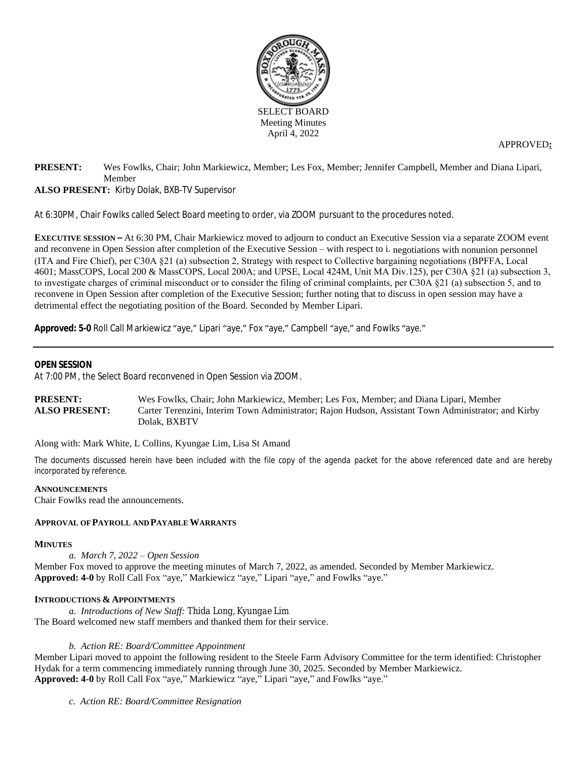SELECT BOARD
Meeting Minutes
April 4, 2022

APPROVED:

**PRESENT:** Wes Fowlks, Chair; John Markiewicz, Member; Les Fox, Member; Jennifer Campbell, Member and Diana Lipari, Member
**ALSO PRESENT:** Kirby Dolak, BXB-TV Supervisor

At 6:30PM, Chair Fowlks called Select Board meeting to order, via ZOOM pursuant to the procedures noted.

**EXECUTIVE SESSION –** At 6:30 PM, Chair Markiewicz moved to adjourn to conduct an Executive Session via a separate ZOOM event and reconvene in Open Session after completion of the Executive Session – with respect to i. negotiations with nonunion personnel (ITA and Fire Chief), per C30A §21 (a) subsection 2, Strategy with respect to Collective bargaining negotiations (BPFFA, Local 4601; MassCOPS, Local 200 & MassCOPS, Local 200A; and UPSE, Local 424M, Unit MA Div.125), per C30A §21 (a) subsection 3, to investigate charges of criminal misconduct or to consider the filing of criminal complaints, per C30A §21 (a) subsection 5, and to reconvene in Open Session after completion of the Executive Session; further noting that to discuss in open session may have a detrimental effect the negotiating position of the Board. Seconded by Member Lipari.

**Approved: 5-0** Roll Call Markiewicz "aye," Lipari "aye," Fox "aye," Campbell "aye," and Fowlks "aye."

---

**OPEN SESSION**
At 7:00 PM, the Select Board reconvened in Open Session via ZOOM.

**PRESENT:** Wes Fowlks, Chair; John Markiewicz, Member; Les Fox, Member; and Diana Lipari, Member
**ALSO PRESENT:** Carter Terenzini, Interim Town Administrator; Rajon Hudson, Assistant Town Administrator; and Kirby Dolak, BXBTV

Along with: Mark White, L Collins, Kyungae Lim, Lisa St Amand

The documents discussed herein have been included with the file copy of the agenda packet for the above referenced date and are hereby incorporated by reference.

**ANNOUNCEMENTS**
Chair Fowlks read the announcements.

**APPROVAL OF PAYROLL AND PAYABLE WARRANTS**

**MINUTES**

*a. March 7, 2022 – Open Session*

Member Fox moved to approve the meeting minutes of March 7, 2022, as amended. Seconded by Member Markiewicz.
**Approved: 4-0** by Roll Call Fox "aye," Markiewicz "aye," Lipari "aye," and Fowlks "aye."

**INTRODUCTIONS & APPOINTMENTS**

*a. Introductions of New Staff:* Thida Long, Kyungae Lim

The Board welcomed new staff members and thanked them for their service.

*b. Action RE: Board/Committee Appointment*

Member Lipari moved to appoint the following resident to the Steele Farm Advisory Committee for the term identified: Christopher Hydak for a term commencing immediately running through June 30, 2025. Seconded by Member Markiewicz.
**Approved: 4-0** by Roll Call Fox "aye," Markiewicz "aye," Lipari "aye," and Fowlks "aye."

*c. Action RE: Board/Committee Resignation*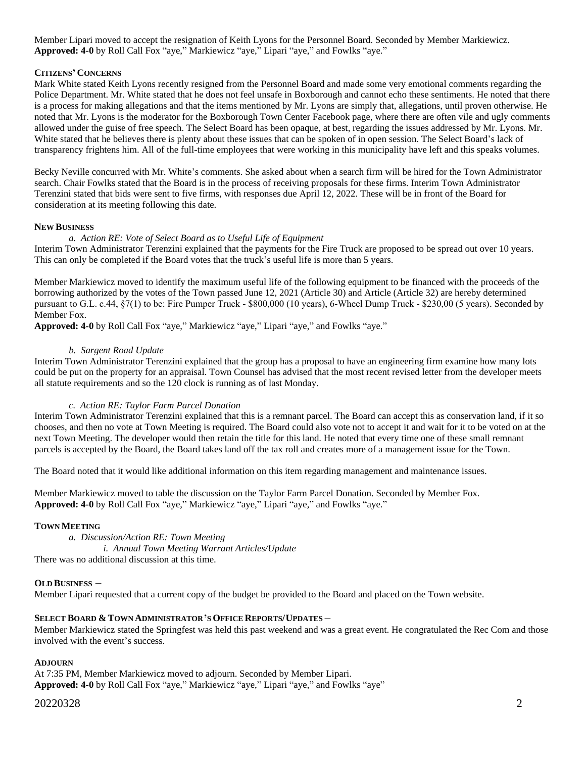Member Lipari moved to accept the resignation of Keith Lyons for the Personnel Board. Seconded by Member Markiewicz. **Approved: 4-0** by Roll Call Fox "aye," Markiewicz "aye," Lipari "aye," and Fowlks "aye."

**CITIZENS' CONCERNS**

Mark White stated Keith Lyons recently resigned from the Personnel Board and made some very emotional comments regarding the Police Department. Mr. White stated that he does not feel unsafe in Boxborough and cannot echo these sentiments. He noted that there is a process for making allegations and that the items mentioned by Mr. Lyons are simply that, allegations, until proven otherwise. He noted that Mr. Lyons is the moderator for the Boxborough Town Center Facebook page, where there are often vile and ugly comments allowed under the guise of free speech. The Select Board has been opaque, at best, regarding the issues addressed by Mr. Lyons. Mr. White stated that he believes there is plenty about these issues that can be spoken of in open session. The Select Board's lack of transparency frightens him. All of the full-time employees that were working in this municipality have left and this speaks volumes.

Becky Neville concurred with Mr. White's comments. She asked about when a search firm will be hired for the Town Administrator search. Chair Fowlks stated that the Board is in the process of receiving proposals for these firms. Interim Town Administrator Terenzini stated that bids were sent to five firms, with responses due April 12, 2022. These will be in front of the Board for consideration at its meeting following this date.

**NEW BUSINESS**

*a. Action RE: Vote of Select Board as to Useful Life of Equipment*

Interim Town Administrator Terenzini explained that the payments for the Fire Truck are proposed to be spread out over 10 years. This can only be completed if the Board votes that the truck's useful life is more than 5 years.

Member Markiewicz moved to identify the maximum useful life of the following equipment to be financed with the proceeds of the borrowing authorized by the votes of the Town passed June 12, 2021 (Article 30) and Article (Article 32) are hereby determined pursuant to G.L. c.44, §7(1) to be: Fire Pumper Truck - $800,000 (10 years), 6-Wheel Dump Truck - $230,00 (5 years). Seconded by Member Fox.

**Approved: 4-0** by Roll Call Fox "aye," Markiewicz "aye," Lipari "aye," and Fowlks "aye."

*b. Sargent Road Update*

Interim Town Administrator Terenzini explained that the group has a proposal to have an engineering firm examine how many lots could be put on the property for an appraisal. Town Counsel has advised that the most recent revised letter from the developer meets all statute requirements and so the 120 clock is running as of last Monday.

*c. Action RE: Taylor Farm Parcel Donation*

Interim Town Administrator Terenzini explained that this is a remnant parcel. The Board can accept this as conservation land, if it so chooses, and then no vote at Town Meeting is required. The Board could also vote not to accept it and wait for it to be voted on at the next Town Meeting. The developer would then retain the title for this land. He noted that every time one of these small remnant parcels is accepted by the Board, the Board takes land off the tax roll and creates more of a management issue for the Town.

The Board noted that it would like additional information on this item regarding management and maintenance issues.

Member Markiewicz moved to table the discussion on the Taylor Farm Parcel Donation. Seconded by Member Fox. **Approved: 4-0** by Roll Call Fox "aye," Markiewicz "aye," Lipari "aye," and Fowlks "aye."

**TOWN MEETING**

*a. Discussion/Action RE: Town Meeting*

*i. Annual Town Meeting Warrant Articles/Update*

There was no additional discussion at this time.

**OLD BUSINESS** –

Member Lipari requested that a current copy of the budget be provided to the Board and placed on the Town website.

**SELECT BOARD & TOWN ADMINISTRATOR'S OFFICE REPORTS/UPDATES** –

Member Markiewicz stated the Springfest was held this past weekend and was a great event. He congratulated the Rec Com and those involved with the event's success.

**ADJOURN**

At 7:35 PM, Member Markiewicz moved to adjourn. Seconded by Member Lipari. **Approved: 4-0** by Roll Call Fox "aye," Markiewicz "aye," Lipari "aye," and Fowlks "aye"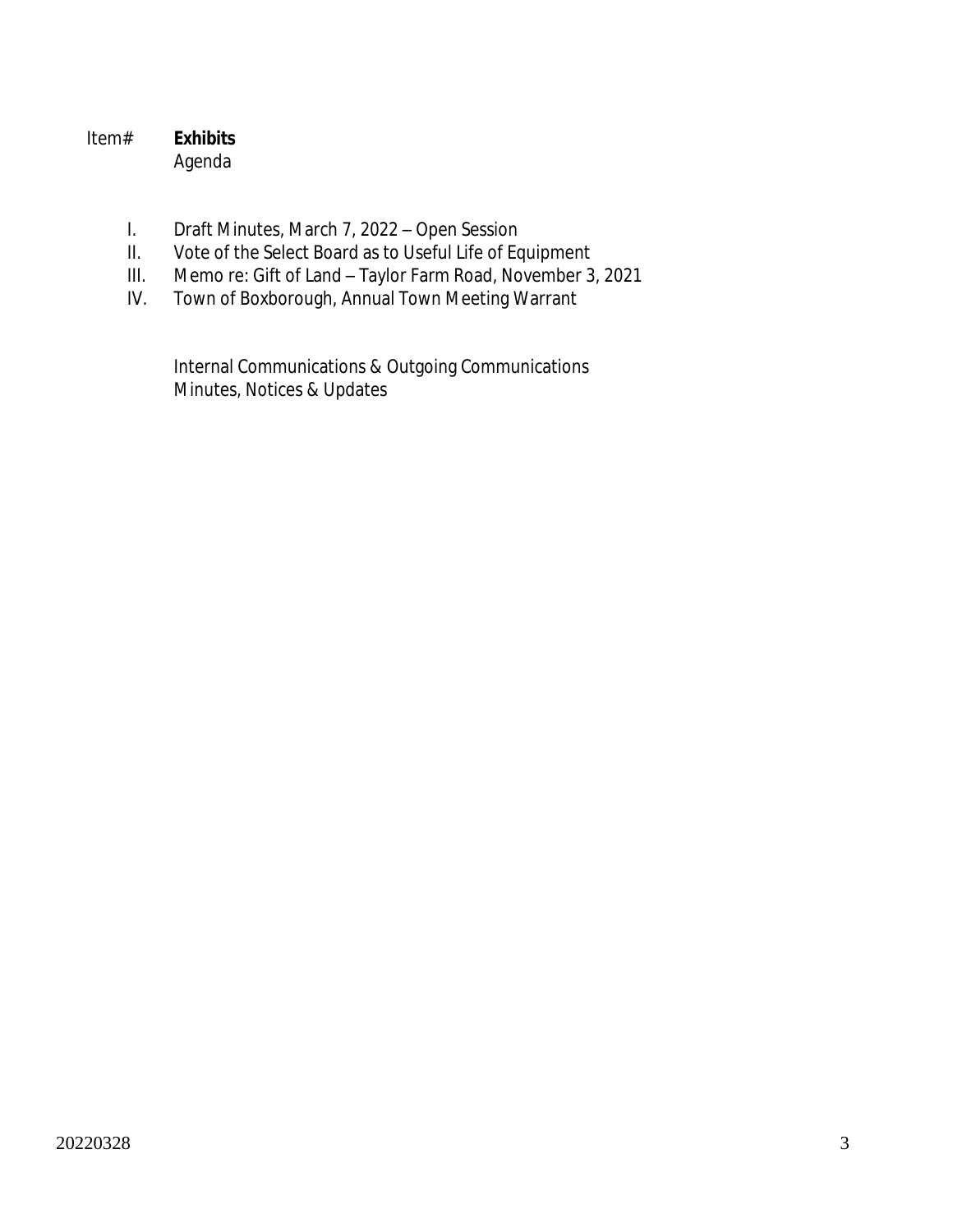Item# **Exhibits**
Agenda

I. Draft Minutes, March 7, 2022 – Open Session
II. Vote of the Select Board as to Useful Life of Equipment
III. Memo re: Gift of Land – Taylor Farm Road, November 3, 2021
IV. Town of Boxborough, Annual Town Meeting Warrant

Internal Communications & Outgoing Communications
Minutes, Notices & Updates